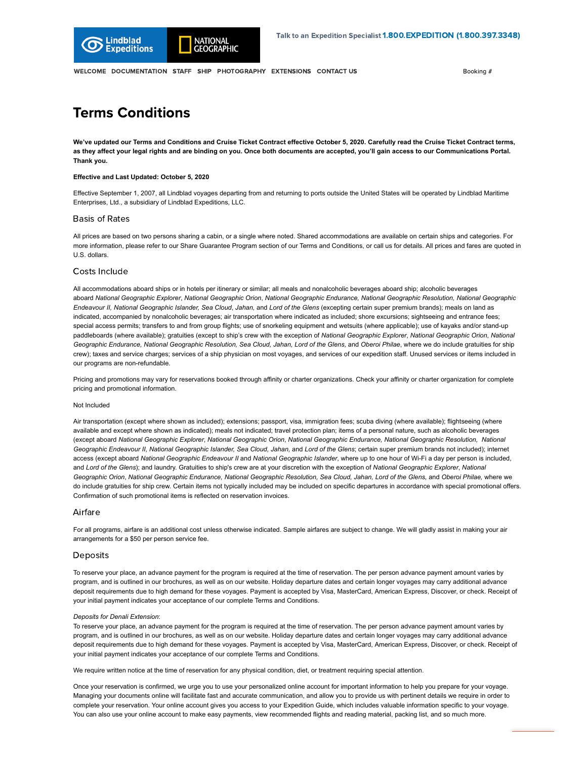Talk to an Expedition Specialist **1.800.EXPEDITION (1.800.397.3348)**

WELCOME DOCUMENTATION STAFF SHIP PHOTOGRAPHY EXTENSIONS CONTACT US

Booking #

# Terms Conditions

**We've updated our Terms and Conditions and Cruise Ticket Contract effective October 5, 2020. Carefully read the Cruise Ticket Contract terms, as they affect your legal rights and are binding on you. Once both documents are accepted, you'll gain access to our Communications Portal. Thank you.**

**Effective and Last Updated: October 5, 2020**

Effective September 1, 2007, all Lindblad voyages departing from and returning to ports outside the United States will be operated by Lindblad Maritime Enterprises, Ltd., a subsidiary of Lindblad Expeditions, LLC.

## Basis of Rates

All prices are based on two persons sharing a cabin, or a single where noted. Shared accommodations are available on certain ships and categories. For more information, please refer to our Share Guarantee Program section of our Terms and Conditions, or call us for details. All prices and fares are quoted in U.S. dollars.

## Costs Include

All accommodations aboard ships or in hotels per itinerary or similar; all meals and nonalcoholic beverages aboard ship; alcoholic beverages aboard *National Geographic Explorer*, *National Geographic Orion*, *National Geographic Endurance, National Geographic Resolution, National Geographic Endeavour II, National Geographic Islander, Sea Cloud*, *Jahan,* and *Lord of the Glens* (excepting certain super premium brands); meals on land as indicated, accompanied by nonalcoholic beverages; air transportation where indicated as included; shore excursions; sightseeing and entrance fees; special access permits; transfers to and from group flights; use of snorkeling equipment and wetsuits (where applicable); use of kayaks and/or stand-up paddleboards (where available); gratuities (except to ship's crew with the exception of *National Geographic Explorer*, *National Geographic Orion*, *National Geographic Endurance, National Geographic Resolution, Sea Cloud, Jahan, Lord of the Glens*, and *Oberoi Philae*, where we do include gratuities for ship crew); taxes and service charges; services of a ship physician on most voyages, and services of our expedition staff. Unused services or items included in our programs are non-refundable.

Pricing and promotions may vary for reservations booked through affinity or charter organizations. Check your affinity or charter organization for complete pricing and promotional information.

Not Included

Air transportation (except where shown as included); extensions; passport, visa, immigration fees; scuba diving (where available); flightseeing (where available and except where shown as indicated); meals not indicated; travel protection plan; items of a personal nature, such as alcoholic beverages (except aboard *National Geographic Explorer*, *National Geographic Orion*, *National Geographic Endurance, National Geographic Resolution, National Geographic Endeavour II*, *National Geographic Islander, Sea Cloud, Jahan,* and *Lord of the Glens*; certain super premium brands not included); internet access (except aboard *National Geographic Endeavour II* and *National Geographic Islander*, where up to one hour of Wi-Fi a day per person is included, and *Lord of the Glens*); and laundry. Gratuities to ship's crew are at your discretion with the exception of *National Geographic Explorer*, *National Geographic Orion*, *National Geographic Endurance, National Geographic Resolution, Sea Cloud, Jahan, Lord of the Glens,* and *Oberoi Philae,* where we do include gratuities for ship crew. Certain items not typically included may be included on specific departures in accordance with special promotional offers. Confirmation of such promotional items is reflected on reservation invoices.

## Airfare

For all programs, airfare is an additional cost unless otherwise indicated. Sample airfares are subject to change. We will gladly assist in making your air arrangements for a $50 per person service fee.

## Deposits

To reserve your place, an advance payment for the program is required at the time of reservation. The per person advance payment amount varies by program, and is outlined in our brochures, as well as on our website. Holiday departure dates and certain longer voyages may carry additional advance deposit requirements due to high demand for these voyages. Payment is accepted by Visa, MasterCard, American Express, Discover, or check. Receipt of your initial payment indicates your acceptance of our complete Terms and Conditions.

*Deposits for Denali Extension*:
To reserve your place, an advance payment for the program is required at the time of reservation. The per person advance payment amount varies by program, and is outlined in our brochures, as well as on our website. Holiday departure dates and certain longer voyages may carry additional advance deposit requirements due to high demand for these voyages. Payment is accepted by Visa, MasterCard, American Express, Discover, or check. Receipt of your initial payment indicates your acceptance of our complete Terms and Conditions.

We require written notice at the time of reservation for any physical condition, diet, or treatment requiring special attention.

Once your reservation is confirmed, we urge you to use your personalized online account for important information to help you prepare for your voyage. Managing your documents online will facilitate fast and accurate communication, and allow you to provide us with pertinent details we require in order to complete your reservation. Your online account gives you access to your Expedition Guide, which includes valuable information specific to your voyage. You can also use your online account to make easy payments, view recommended flights and reading material, packing list, and so much more.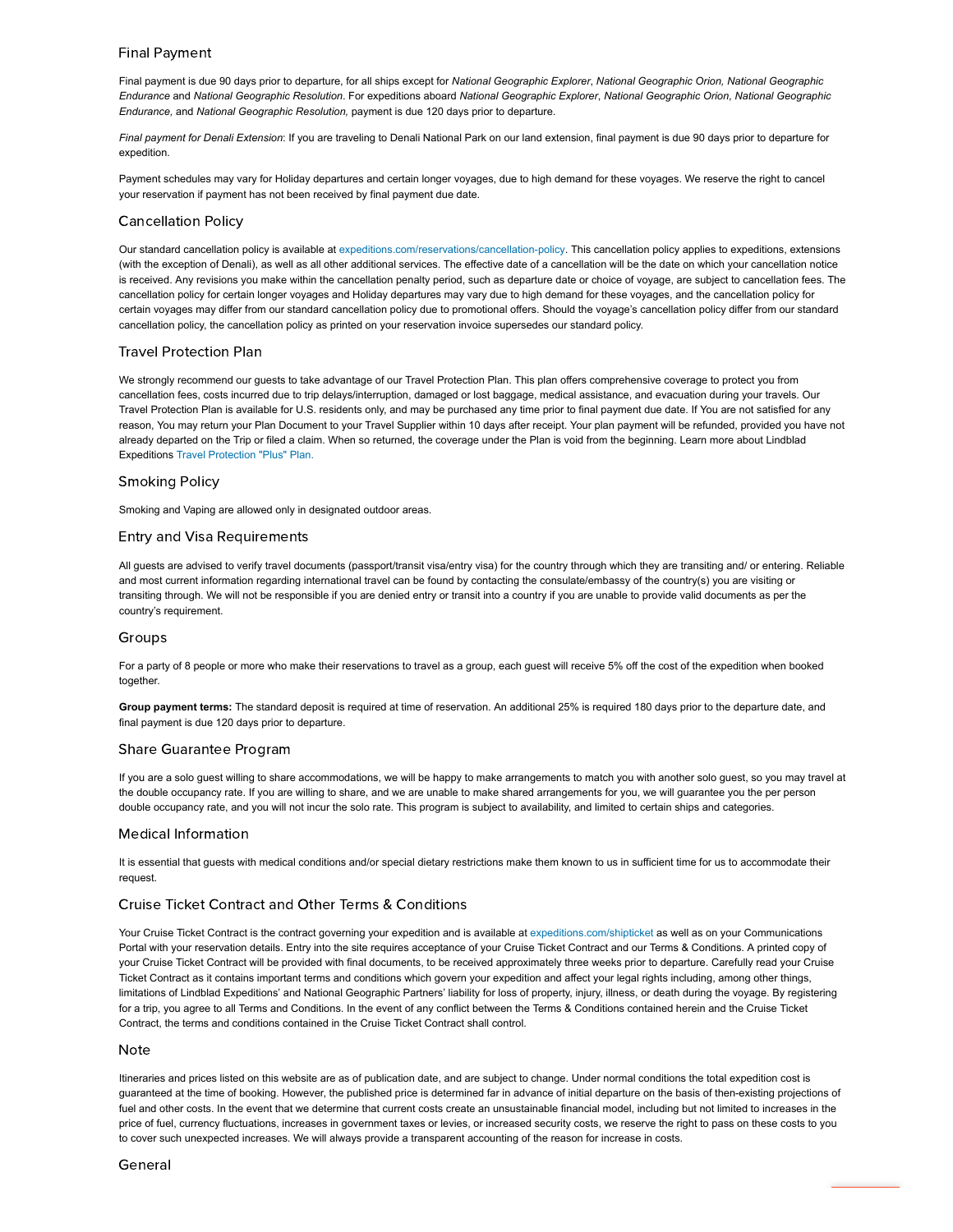## Final Payment

Final payment is due 90 days prior to departure, for all ships except for *National Geographic Explorer*, *National Geographic Orion, National Geographic Endurance* and *National Geographic Resolution*. For expeditions aboard *National Geographic Explorer*, *National Geographic Orion*, *National Geographic Endurance,* and *National Geographic Resolution,* payment is due 120 days prior to departure.

*Final payment for Denali Extension*: If you are traveling to Denali National Park on our land extension, final payment is due 90 days prior to departure for expedition.

Payment schedules may vary for Holiday departures and certain longer voyages, due to high demand for these voyages. We reserve the right to cancel your reservation if payment has not been received by final payment due date.

## Cancellation Policy

Our standard cancellation policy is available at expeditions.com/reservations/cancellation-policy. This cancellation policy applies to expeditions, extensions (with the exception of Denali), as well as all other additional services. The effective date of a cancellation will be the date on which your cancellation notice is received. Any revisions you make within the cancellation penalty period, such as departure date or choice of voyage, are subject to cancellation fees. The cancellation policy for certain longer voyages and Holiday departures may vary due to high demand for these voyages, and the cancellation policy for certain voyages may differ from our standard cancellation policy due to promotional offers. Should the voyage's cancellation policy differ from our standard cancellation policy, the cancellation policy as printed on your reservation invoice supersedes our standard policy.

## Travel Protection Plan

We strongly recommend our guests to take advantage of our Travel Protection Plan. This plan offers comprehensive coverage to protect you from cancellation fees, costs incurred due to trip delays/interruption, damaged or lost baggage, medical assistance, and evacuation during your travels. Our Travel Protection Plan is available for U.S. residents only, and may be purchased any time prior to final payment due date. If You are not satisfied for any reason, You may return your Plan Document to your Travel Supplier within 10 days after receipt. Your plan payment will be refunded, provided you have not already departed on the Trip or filed a claim. When so returned, the coverage under the Plan is void from the beginning. Learn more about Lindblad Expeditions Travel Protection "Plus" Plan.

## Smoking Policy

Smoking and Vaping are allowed only in designated outdoor areas.

## Entry and Visa Requirements

All guests are advised to verify travel documents (passport/transit visa/entry visa) for the country through which they are transiting and/ or entering. Reliable and most current information regarding international travel can be found by contacting the consulate/embassy of the country(s) you are visiting or transiting through. We will not be responsible if you are denied entry or transit into a country if you are unable to provide valid documents as per the country's requirement.

## Groups

For a party of 8 people or more who make their reservations to travel as a group, each guest will receive 5% off the cost of the expedition when booked together.

**Group payment terms:** The standard deposit is required at time of reservation. An additional 25% is required 180 days prior to the departure date, and final payment is due 120 days prior to departure.

## Share Guarantee Program

If you are a solo guest willing to share accommodations, we will be happy to make arrangements to match you with another solo guest, so you may travel at the double occupancy rate. If you are willing to share, and we are unable to make shared arrangements for you, we will guarantee you the per person double occupancy rate, and you will not incur the solo rate. This program is subject to availability, and limited to certain ships and categories.

## Medical Information

It is essential that guests with medical conditions and/or special dietary restrictions make them known to us in sufficient time for us to accommodate their request.

## Cruise Ticket Contract and Other Terms & Conditions

Your Cruise Ticket Contract is the contract governing your expedition and is available at expeditions.com/shipticket as well as on your Communications Portal with your reservation details. Entry into the site requires acceptance of your Cruise Ticket Contract and our Terms & Conditions. A printed copy of your Cruise Ticket Contract will be provided with final documents, to be received approximately three weeks prior to departure. Carefully read your Cruise Ticket Contract as it contains important terms and conditions which govern your expedition and affect your legal rights including, among other things, limitations of Lindblad Expeditions' and National Geographic Partners' liability for loss of property, injury, illness, or death during the voyage. By registering for a trip, you agree to all Terms and Conditions. In the event of any conflict between the Terms & Conditions contained herein and the Cruise Ticket Contract, the terms and conditions contained in the Cruise Ticket Contract shall control.

## Note

Itineraries and prices listed on this website are as of publication date, and are subject to change. Under normal conditions the total expedition cost is guaranteed at the time of booking. However, the published price is determined far in advance of initial departure on the basis of then-existing projections of fuel and other costs. In the event that we determine that current costs create an unsustainable financial model, including but not limited to increases in the price of fuel, currency fluctuations, increases in government taxes or levies, or increased security costs, we reserve the right to pass on these costs to you to cover such unexpected increases. We will always provide a transparent accounting of the reason for increase in costs.

## General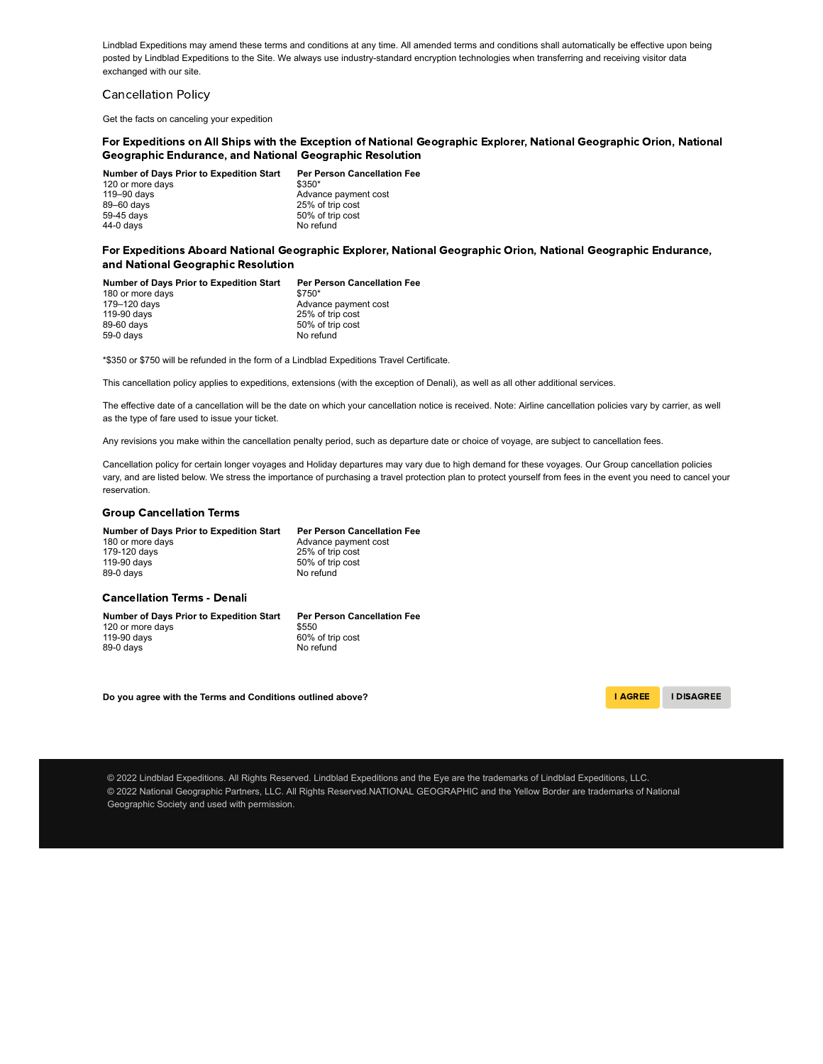Lindblad Expeditions may amend these terms and conditions at any time. All amended terms and conditions shall automatically be effective upon being posted by Lindblad Expeditions to the Site. We always use industry-standard encryption technologies when transferring and receiving visitor data exchanged with our site.

## Cancellation Policy

Get the facts on canceling your expedition

### For Expeditions on All Ships with the Exception of National Geographic Explorer, National Geographic Orion, National Geographic Endurance, and National Geographic Resolution

| Number of Days Prior to Expedition Start | Per Person Cancellation Fee |
| --- | --- |
| 120 or more days | $350* |
| 119–90 days | Advance payment cost |
| 89–60 days | 25% of trip cost |
| 59-45 days | 50% of trip cost |
| 44-0 days | No refund |

### For Expeditions Aboard National Geographic Explorer, National Geographic Orion, National Geographic Endurance, and National Geographic Resolution

| Number of Days Prior to Expedition Start | Per Person Cancellation Fee |
| --- | --- |
| 180 or more days | $750* |
| 179–120 days | Advance payment cost |
| 119-90 days | 25% of trip cost |
| 89-60 days | 50% of trip cost |
| 59-0 days | No refund |

*$350 or $750 will be refunded in the form of a Lindblad Expeditions Travel Certificate.

This cancellation policy applies to expeditions, extensions (with the exception of Denali), as well as all other additional services.

The effective date of a cancellation will be the date on which your cancellation notice is received. Note: Airline cancellation policies vary by carrier, as well as the type of fare used to issue your ticket.

Any revisions you make within the cancellation penalty period, such as departure date or choice of voyage, are subject to cancellation fees.

Cancellation policy for certain longer voyages and Holiday departures may vary due to high demand for these voyages. Our Group cancellation policies vary, and are listed below. We stress the importance of purchasing a travel protection plan to protect yourself from fees in the event you need to cancel your reservation.

### Group Cancellation Terms

| Number of Days Prior to Expedition Start | Per Person Cancellation Fee |
| --- | --- |
| 180 or more days | Advance payment cost |
| 179-120 days | 25% of trip cost |
| 119-90 days | 50% of trip cost |
| 89-0 days | No refund |

### Cancellation Terms - Denali

| Number of Days Prior to Expedition Start | Per Person Cancellation Fee |
| --- | --- |
| 120 or more days | $550 |
| 119-90 days | 60% of trip cost |
| 89-0 days | No refund |

**Do you agree with the Terms and Conditions outlined above?**

I AGREE I DISAGREE

© 2022 Lindblad Expeditions. All Rights Reserved. Lindblad Expeditions and the Eye are the trademarks of Lindblad Expeditions, LLC.
© 2022 National Geographic Partners, LLC. All Rights Reserved.NATIONAL GEOGRAPHIC and the Yellow Border are trademarks of National Geographic Society and used with permission.